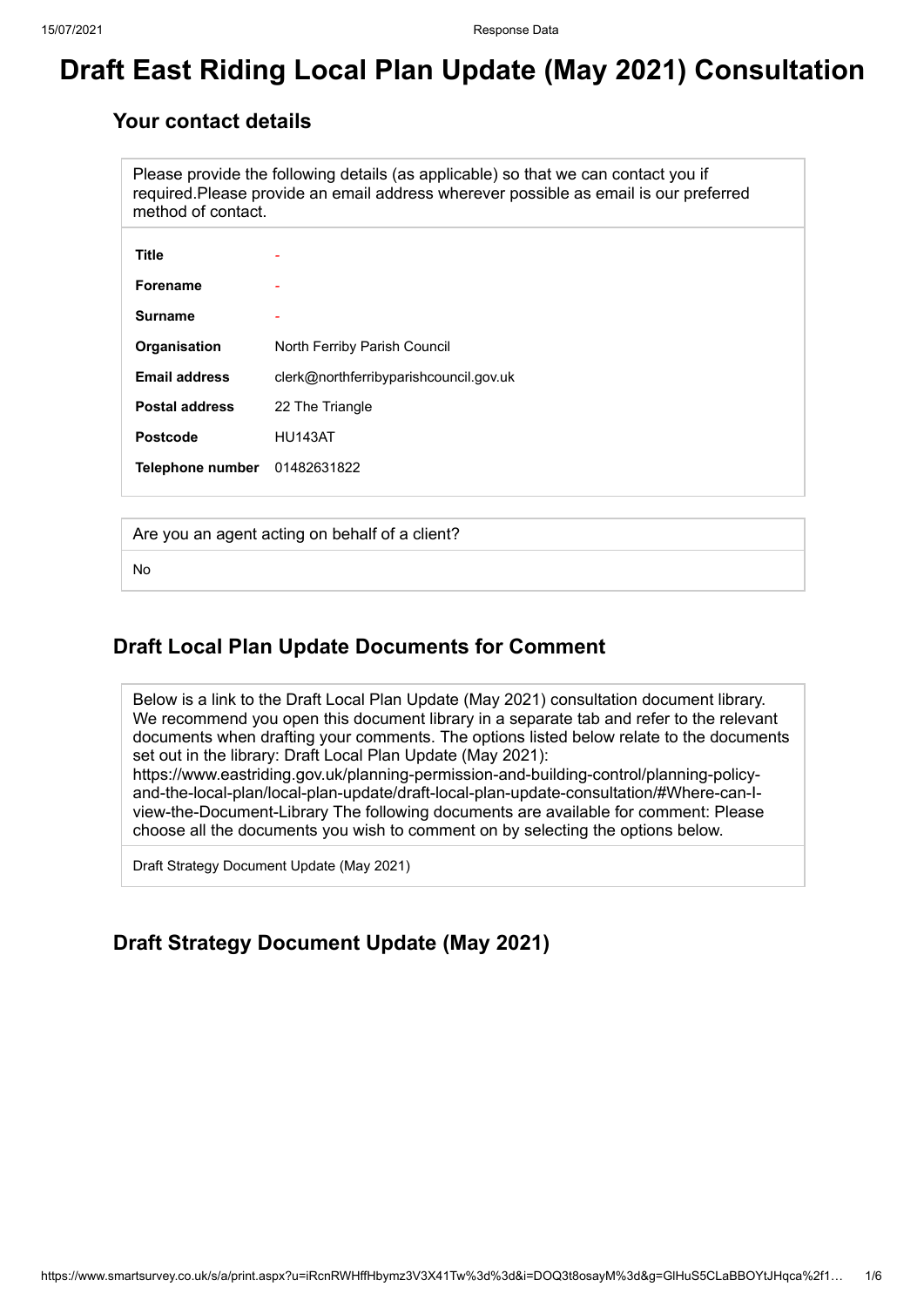# Draft East Riding Local Plan Update (May 2021) Consultation

## Your contact details

Please provide the following details (as applicable) so that we can contact you if required.Please provide an email address wherever possible as email is our preferred method of contact.

| | |
|---|---|
| **Title** | - |
| **Forename** | - |
| **Surname** | - |
| **Organisation** | North Ferriby Parish Council |
| **Email address** | clerk@northferribyparishcouncil.gov.uk |
| **Postal address** | 22 The Triangle |
| **Postcode** | HU143AT |
| **Telephone number** | 01482631822 |

Are you an agent acting on behalf of a client?

No

## Draft Local Plan Update Documents for Comment

Below is a link to the Draft Local Plan Update (May 2021) consultation document library. We recommend you open this document library in a separate tab and refer to the relevant documents when drafting your comments. The options listed below relate to the documents set out in the library: Draft Local Plan Update (May 2021): https://www.eastriding.gov.uk/planning-permission-and-building-control/planning-policy-and-the-local-plan/local-plan-update/draft-local-plan-update-consultation/#Where-can-I-view-the-Document-Library The following documents are available for comment: Please choose all the documents you wish to comment on by selecting the options below.

Draft Strategy Document Update (May 2021)

## Draft Strategy Document Update (May 2021)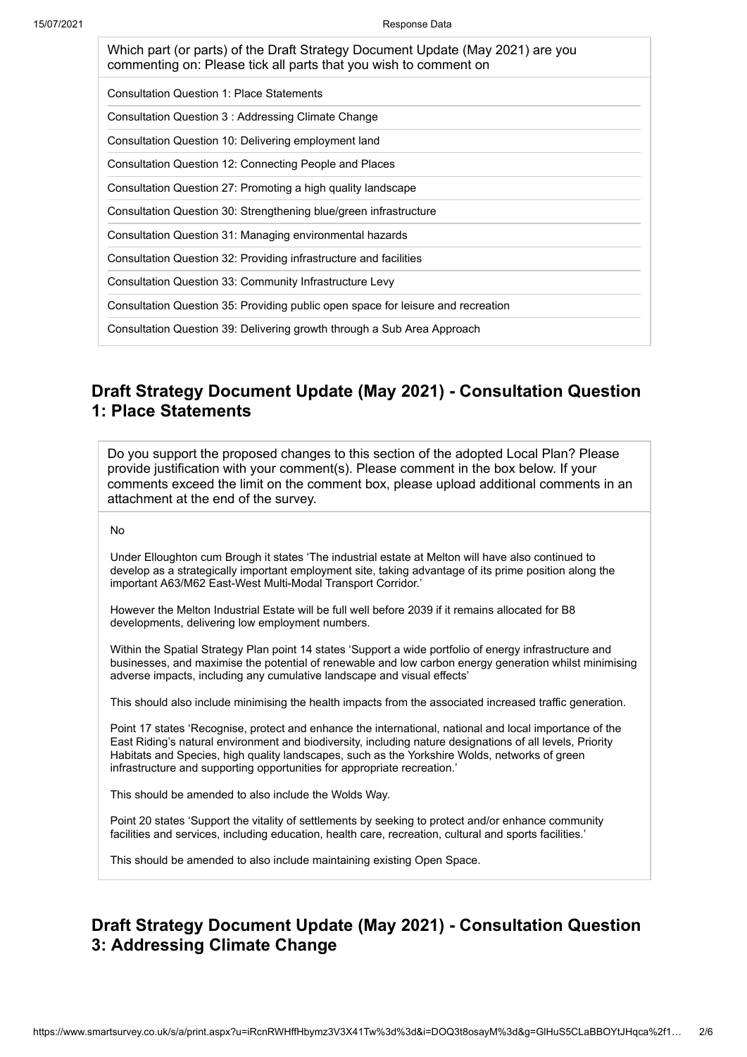Which part (or parts) of the Draft Strategy Document Update (May 2021) are you commenting on: Please tick all parts that you wish to comment on

Consultation Question 1: Place Statements

Consultation Question 3 : Addressing Climate Change

Consultation Question 10: Delivering employment land

Consultation Question 12: Connecting People and Places

Consultation Question 27: Promoting a high quality landscape

Consultation Question 30: Strengthening blue/green infrastructure

Consultation Question 31: Managing environmental hazards

Consultation Question 32: Providing infrastructure and facilities

Consultation Question 33: Community Infrastructure Levy

Consultation Question 35: Providing public open space for leisure and recreation

Consultation Question 39: Delivering growth through a Sub Area Approach

## Draft Strategy Document Update (May 2021) - Consultation Question 1: Place Statements

Do you support the proposed changes to this section of the adopted Local Plan? Please provide justification with your comment(s). Please comment in the box below. If your comments exceed the limit on the comment box, please upload additional comments in an attachment at the end of the survey.

No

Under Elloughton cum Brough it states 'The industrial estate at Melton will have also continued to develop as a strategically important employment site, taking advantage of its prime position along the important A63/M62 East-West Multi-Modal Transport Corridor.'

However the Melton Industrial Estate will be full well before 2039 if it remains allocated for B8 developments, delivering low employment numbers.

Within the Spatial Strategy Plan point 14 states 'Support a wide portfolio of energy infrastructure and businesses, and maximise the potential of renewable and low carbon energy generation whilst minimising adverse impacts, including any cumulative landscape and visual effects'

This should also include minimising the health impacts from the associated increased traffic generation.

Point 17 states 'Recognise, protect and enhance the international, national and local importance of the East Riding's natural environment and biodiversity, including nature designations of all levels, Priority Habitats and Species, high quality landscapes, such as the Yorkshire Wolds, networks of green infrastructure and supporting opportunities for appropriate recreation.'

This should be amended to also include the Wolds Way.

Point 20 states 'Support the vitality of settlements by seeking to protect and/or enhance community facilities and services, including education, health care, recreation, cultural and sports facilities.'

This should be amended to also include maintaining existing Open Space.

## Draft Strategy Document Update (May 2021) - Consultation Question 3: Addressing Climate Change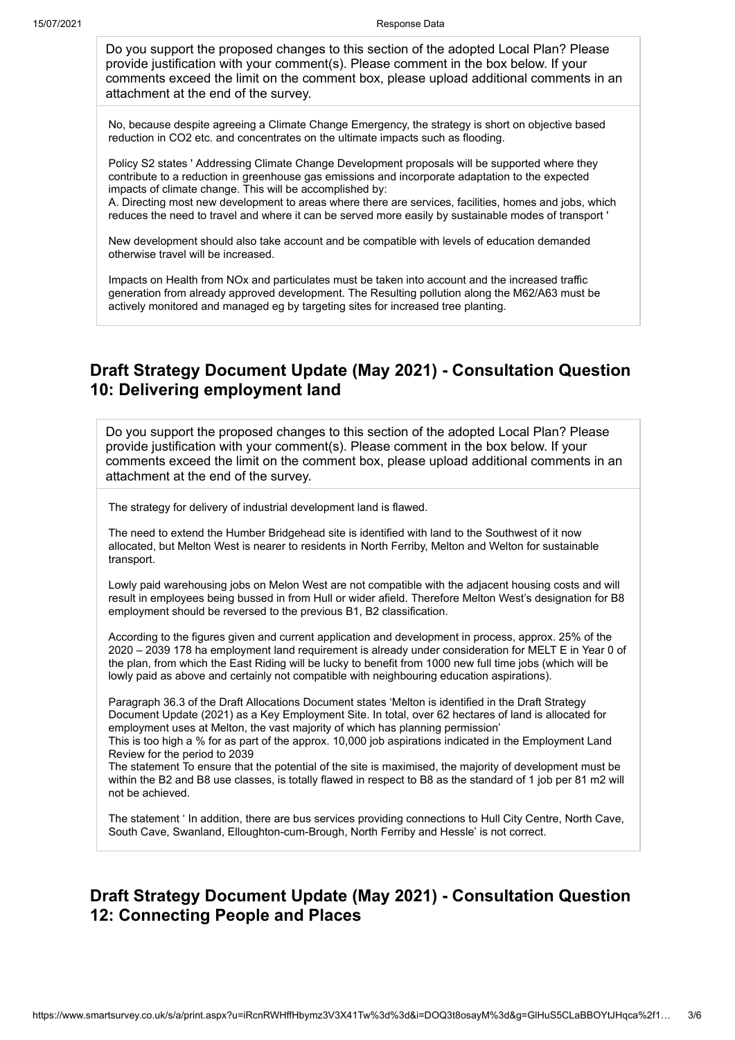Do you support the proposed changes to this section of the adopted Local Plan? Please provide justification with your comment(s). Please comment in the box below. If your comments exceed the limit on the comment box, please upload additional comments in an attachment at the end of the survey.

No, because despite agreeing a Climate Change Emergency, the strategy is short on objective based reduction in $CO_2$ etc. and concentrates on the ultimate impacts such as flooding.

Policy S2 states ' Addressing Climate Change Development proposals will be supported where they contribute to a reduction in greenhouse gas emissions and incorporate adaptation to the expected impacts of climate change. This will be accomplished by:
A. Directing most new development to areas where there are services, facilities, homes and jobs, which reduces the need to travel and where it can be served more easily by sustainable modes of transport '

New development should also take account and be compatible with levels of education demanded otherwise travel will be increased.

Impacts on Health from NOx and particulates must be taken into account and the increased traffic generation from already approved development. The Resulting pollution along the M62/A63 must be actively monitored and managed eg by targeting sites for increased tree planting.

## Draft Strategy Document Update (May 2021) - Consultation Question 10: Delivering employment land

Do you support the proposed changes to this section of the adopted Local Plan? Please provide justification with your comment(s). Please comment in the box below. If your comments exceed the limit on the comment box, please upload additional comments in an attachment at the end of the survey.

The strategy for delivery of industrial development land is flawed.

The need to extend the Humber Bridgehead site is identified with land to the Southwest of it now allocated, but Melton West is nearer to residents in North Ferriby, Melton and Welton for sustainable transport.

Lowly paid warehousing jobs on Melon West are not compatible with the adjacent housing costs and will result in employees being bussed in from Hull or wider afield. Therefore Melton West's designation for B8 employment should be reversed to the previous B1, B2 classification.

According to the figures given and current application and development in process, approx. 25% of the 2020 – 2039 178 ha employment land requirement is already under consideration for MELT E in Year 0 of the plan, from which the East Riding will be lucky to benefit from 1000 new full time jobs (which will be lowly paid as above and certainly not compatible with neighbouring education aspirations).

Paragraph 36.3 of the Draft Allocations Document states 'Melton is identified in the Draft Strategy Document Update (2021) as a Key Employment Site. In total, over 62 hectares of land is allocated for employment uses at Melton, the vast majority of which has planning permission'
This is too high a % for as part of the approx. 10,000 job aspirations indicated in the Employment Land Review for the period to 2039
The statement To ensure that the potential of the site is maximised, the majority of development must be within the B2 and B8 use classes, is totally flawed in respect to B8 as the standard of 1 job per 81 m2 will not be achieved.

The statement ' In addition, there are bus services providing connections to Hull City Centre, North Cave, South Cave, Swanland, Elloughton-cum-Brough, North Ferriby and Hessle' is not correct.

## Draft Strategy Document Update (May 2021) - Consultation Question 12: Connecting People and Places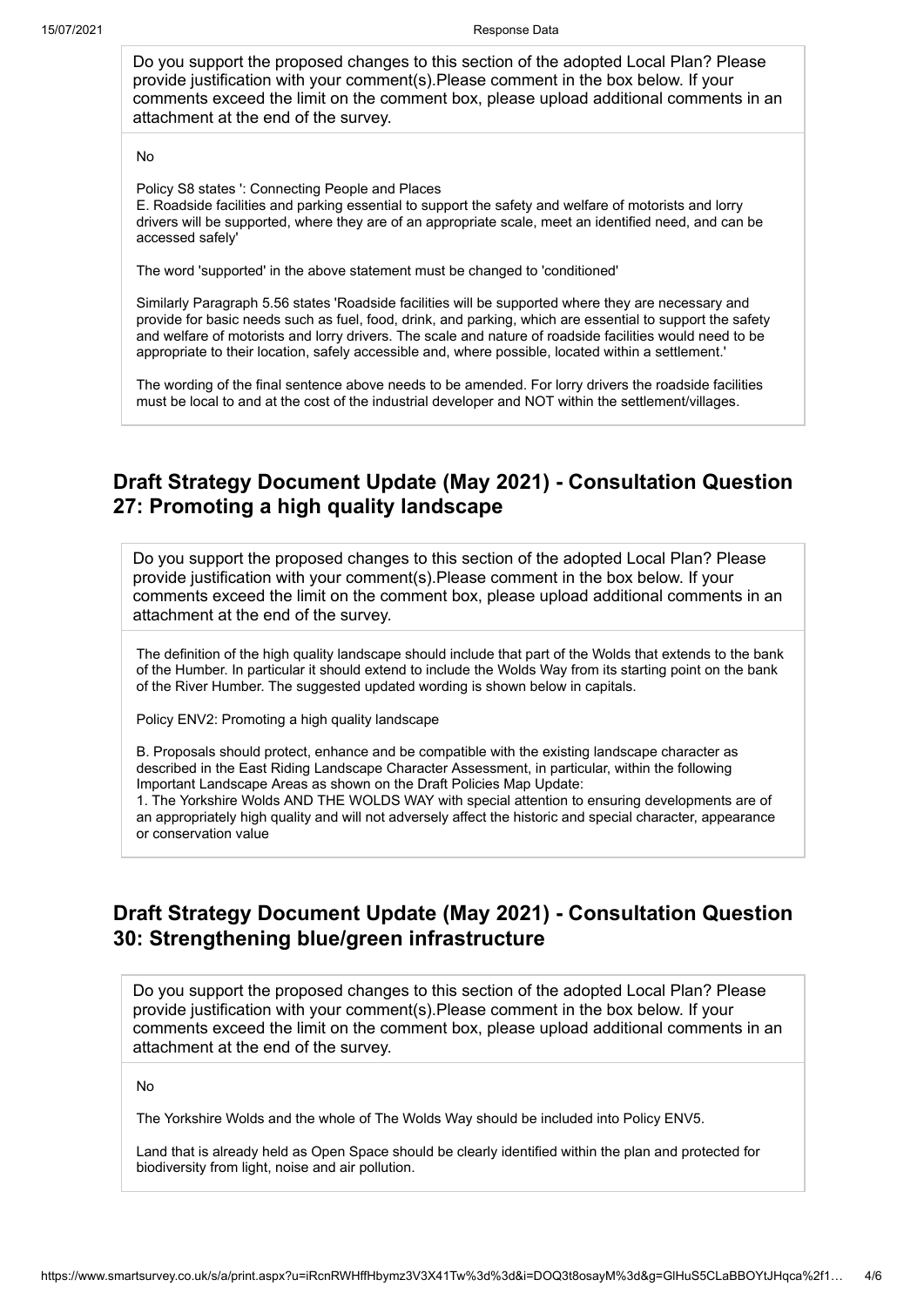Do you support the proposed changes to this section of the adopted Local Plan? Please provide justification with your comment(s).Please comment in the box below. If your comments exceed the limit on the comment box, please upload additional comments in an attachment at the end of the survey.

No

Policy S8 states ': Connecting People and Places
E. Roadside facilities and parking essential to support the safety and welfare of motorists and lorry drivers will be supported, where they are of an appropriate scale, meet an identified need, and can be accessed safely'

The word 'supported' in the above statement must be changed to 'conditioned'

Similarly Paragraph 5.56 states 'Roadside facilities will be supported where they are necessary and provide for basic needs such as fuel, food, drink, and parking, which are essential to support the safety and welfare of motorists and lorry drivers. The scale and nature of roadside facilities would need to be appropriate to their location, safely accessible and, where possible, located within a settlement.'

The wording of the final sentence above needs to be amended. For lorry drivers the roadside facilities must be local to and at the cost of the industrial developer and NOT within the settlement/villages.

## Draft Strategy Document Update (May 2021) - Consultation Question 27: Promoting a high quality landscape

Do you support the proposed changes to this section of the adopted Local Plan? Please provide justification with your comment(s).Please comment in the box below. If your comments exceed the limit on the comment box, please upload additional comments in an attachment at the end of the survey.

The definition of the high quality landscape should include that part of the Wolds that extends to the bank of the Humber. In particular it should extend to include the Wolds Way from its starting point on the bank of the River Humber. The suggested updated wording is shown below in capitals.

Policy ENV2: Promoting a high quality landscape

B. Proposals should protect, enhance and be compatible with the existing landscape character as described in the East Riding Landscape Character Assessment, in particular, within the following Important Landscape Areas as shown on the Draft Policies Map Update:
1. The Yorkshire Wolds AND THE WOLDS WAY with special attention to ensuring developments are of an appropriately high quality and will not adversely affect the historic and special character, appearance or conservation value

## Draft Strategy Document Update (May 2021) - Consultation Question 30: Strengthening blue/green infrastructure

Do you support the proposed changes to this section of the adopted Local Plan? Please provide justification with your comment(s).Please comment in the box below. If your comments exceed the limit on the comment box, please upload additional comments in an attachment at the end of the survey.

No

The Yorkshire Wolds and the whole of The Wolds Way should be included into Policy ENV5.

Land that is already held as Open Space should be clearly identified within the plan and protected for biodiversity from light, noise and air pollution.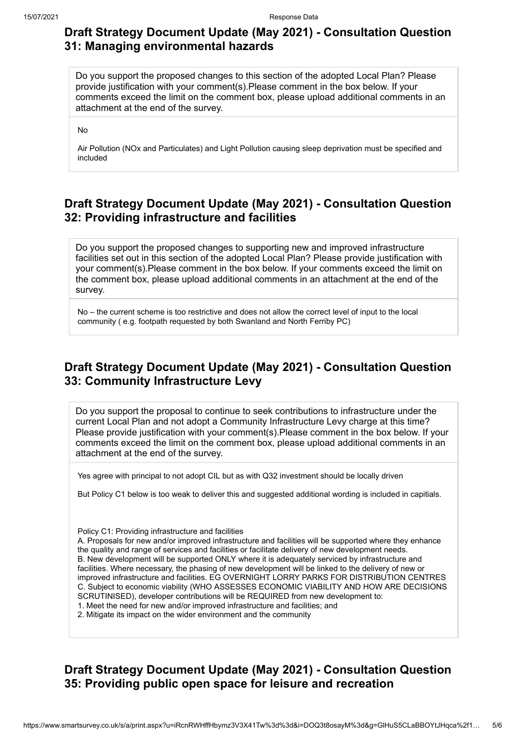## Draft Strategy Document Update (May 2021) - Consultation Question 31: Managing environmental hazards

Do you support the proposed changes to this section of the adopted Local Plan? Please provide justification with your comment(s).Please comment in the box below. If your comments exceed the limit on the comment box, please upload additional comments in an attachment at the end of the survey.

No

Air Pollution (NOx and Particulates) and Light Pollution causing sleep deprivation must be specified and included

## Draft Strategy Document Update (May 2021) - Consultation Question 32: Providing infrastructure and facilities

Do you support the proposed changes to supporting new and improved infrastructure facilities set out in this section of the adopted Local Plan? Please provide justification with your comment(s).Please comment in the box below. If your comments exceed the limit on the comment box, please upload additional comments in an attachment at the end of the survey.

No – the current scheme is too restrictive and does not allow the correct level of input to the local community ( e.g. footpath requested by both Swanland and North Ferriby PC)

## Draft Strategy Document Update (May 2021) - Consultation Question 33: Community Infrastructure Levy

Do you support the proposal to continue to seek contributions to infrastructure under the current Local Plan and not adopt a Community Infrastructure Levy charge at this time? Please provide justification with your comment(s).Please comment in the box below. If your comments exceed the limit on the comment box, please upload additional comments in an attachment at the end of the survey.

Yes agree with principal to not adopt CIL but as with Q32 investment should be locally driven

But Policy C1 below is too weak to deliver this and suggested additional wording is included in capitials.

Policy C1: Providing infrastructure and facilities

A. Proposals for new and/or improved infrastructure and facilities will be supported where they enhance the quality and range of services and facilities or facilitate delivery of new development needs.

B. New development will be supported ONLY where it is adequately serviced by infrastructure and facilities. Where necessary, the phasing of new development will be linked to the delivery of new or improved infrastructure and facilities. EG OVERNIGHT LORRY PARKS FOR DISTRIBUTION CENTRES

C. Subject to economic viability (WHO ASSESSES ECONOMIC VIABILITY AND HOW ARE DECISIONS SCRUTINISED), developer contributions will be REQUIRED from new development to:

1. Meet the need for new and/or improved infrastructure and facilities; and
2. Mitigate its impact on the wider environment and the community

## Draft Strategy Document Update (May 2021) - Consultation Question 35: Providing public open space for leisure and recreation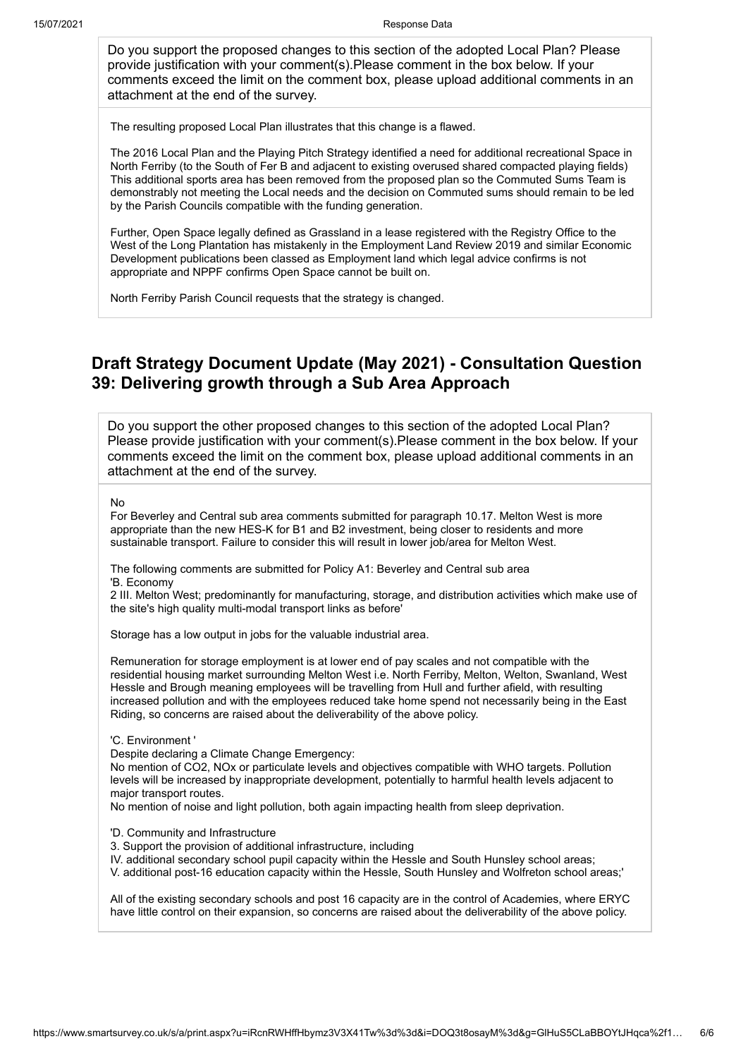Do you support the proposed changes to this section of the adopted Local Plan? Please provide justification with your comment(s).Please comment in the box below. If your comments exceed the limit on the comment box, please upload additional comments in an attachment at the end of the survey.

The resulting proposed Local Plan illustrates that this change is a flawed.

The 2016 Local Plan and the Playing Pitch Strategy identified a need for additional recreational Space in North Ferriby (to the South of Fer B and adjacent to existing overused shared compacted playing fields) This additional sports area has been removed from the proposed plan so the Commuted Sums Team is demonstrably not meeting the Local needs and the decision on Commuted sums should remain to be led by the Parish Councils compatible with the funding generation.

Further, Open Space legally defined as Grassland in a lease registered with the Registry Office to the West of the Long Plantation has mistakenly in the Employment Land Review 2019 and similar Economic Development publications been classed as Employment land which legal advice confirms is not appropriate and NPPF confirms Open Space cannot be built on.

North Ferriby Parish Council requests that the strategy is changed.

## Draft Strategy Document Update (May 2021) - Consultation Question 39: Delivering growth through a Sub Area Approach

Do you support the other proposed changes to this section of the adopted Local Plan? Please provide justification with your comment(s).Please comment in the box below. If your comments exceed the limit on the comment box, please upload additional comments in an attachment at the end of the survey.

No
For Beverley and Central sub area comments submitted for paragraph 10.17. Melton West is more appropriate than the new HES-K for B1 and B2 investment, being closer to residents and more sustainable transport. Failure to consider this will result in lower job/area for Melton West.

The following comments are submitted for Policy A1: Beverley and Central sub area
'B. Economy
2 III. Melton West; predominantly for manufacturing, storage, and distribution activities which make use of the site's high quality multi-modal transport links as before'

Storage has a low output in jobs for the valuable industrial area.

Remuneration for storage employment is at lower end of pay scales and not compatible with the residential housing market surrounding Melton West i.e. North Ferriby, Melton, Welton, Swanland, West Hessle and Brough meaning employees will be travelling from Hull and further afield, with resulting increased pollution and with the employees reduced take home spend not necessarily being in the East Riding, so concerns are raised about the deliverability of the above policy.

'C. Environment '
Despite declaring a Climate Change Emergency:
No mention of CO2, NOx or particulate levels and objectives compatible with WHO targets. Pollution levels will be increased by inappropriate development, potentially to harmful health levels adjacent to major transport routes.
No mention of noise and light pollution, both again impacting health from sleep deprivation.

'D. Community and Infrastructure
3. Support the provision of additional infrastructure, including
IV. additional secondary school pupil capacity within the Hessle and South Hunsley school areas;
V. additional post-16 education capacity within the Hessle, South Hunsley and Wolfreton school areas;'

All of the existing secondary schools and post 16 capacity are in the control of Academies, where ERYC have little control on their expansion, so concerns are raised about the deliverability of the above policy.